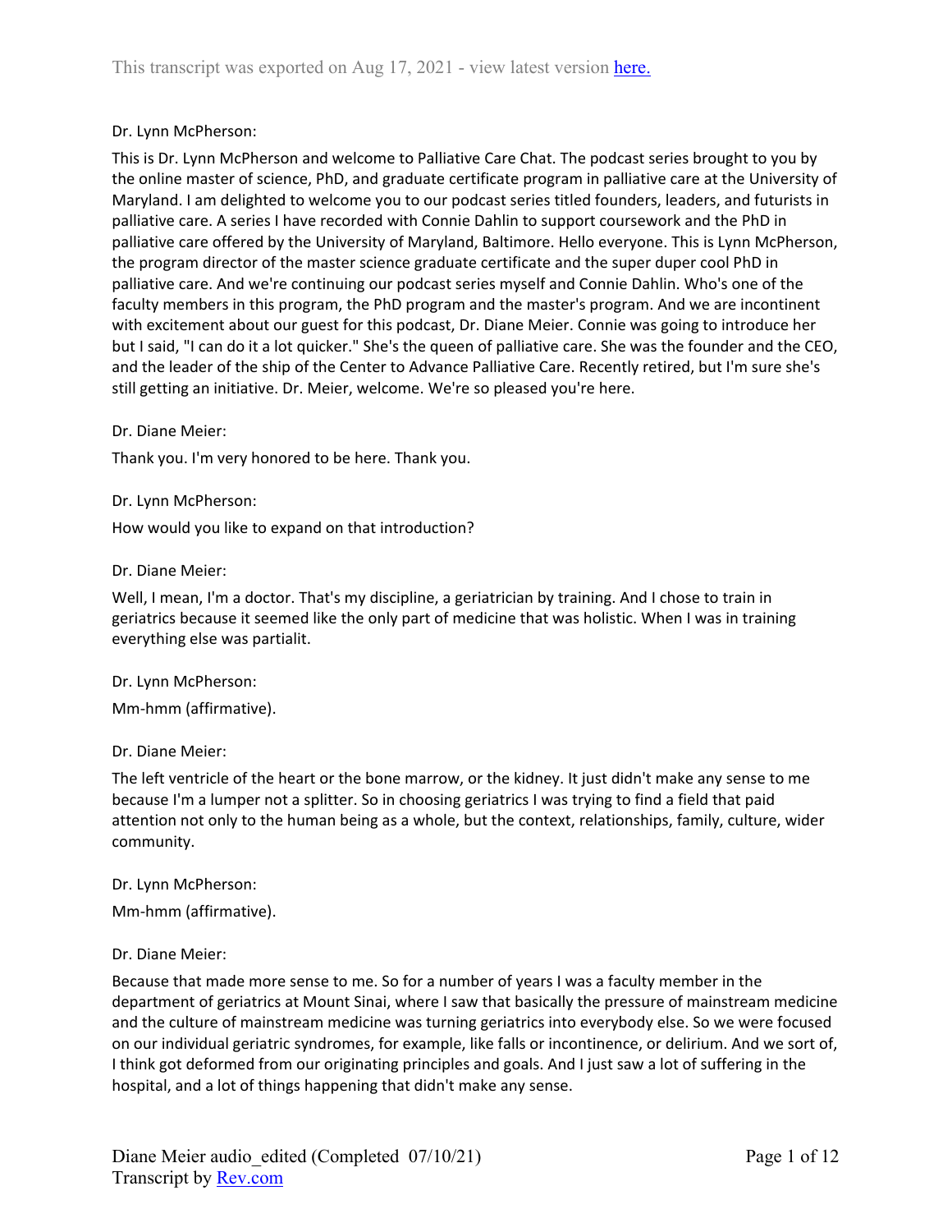Dr. Lynn McPherson:

This is Dr. Lynn McPherson and welcome to Palliative Care Chat. The podcast series brought to you by the online master of science, PhD, and graduate certificate program in palliative care at the University of Maryland. I am delighted to welcome you to our podcast series titled founders, leaders, and futurists in palliative care. A series I have recorded with Connie Dahlin to support coursework and the PhD in palliative care offered by the University of Maryland, Baltimore. Hello everyone. This is Lynn McPherson, the program director of the master science graduate certificate and the super duper cool PhD in palliative care. And we're continuing our podcast series myself and Connie Dahlin. Who's one of the faculty members in this program, the PhD program and the master's program. And we are incontinent with excitement about our guest for this podcast, Dr. Diane Meier. Connie was going to introduce her but I said, "I can do it a lot quicker." She's the queen of palliative care. She was the founder and the CEO, and the leader of the ship of the Center to Advance Palliative Care. Recently retired, but I'm sure she's still getting an initiative. Dr. Meier, welcome. We're so pleased you're here.

Dr. Diane Meier:

Thank you. I'm very honored to be here. Thank you.

Dr. Lynn McPherson:

How would you like to expand on that introduction?

Dr. Diane Meier:

Well, I mean, I'm a doctor. That's my discipline, a geriatrician by training. And I chose to train in geriatrics because it seemed like the only part of medicine that was holistic. When I was in training everything else was partialit.

Dr. Lynn McPherson:

Mm-hmm (affirmative).

Dr. Diane Meier:

The left ventricle of the heart or the bone marrow, or the kidney. It just didn't make any sense to me because I'm a lumper not a splitter. So in choosing geriatrics I was trying to find a field that paid attention not only to the human being as a whole, but the context, relationships, family, culture, wider community.

Dr. Lynn McPherson:

Mm-hmm (affirmative).

Dr. Diane Meier:

Because that made more sense to me. So for a number of years I was a faculty member in the department of geriatrics at Mount Sinai, where I saw that basically the pressure of mainstream medicine and the culture of mainstream medicine was turning geriatrics into everybody else. So we were focused on our individual geriatric syndromes, for example, like falls or incontinence, or delirium. And we sort of, I think got deformed from our originating principles and goals. And I just saw a lot of suffering in the hospital, and a lot of things happening that didn't make any sense.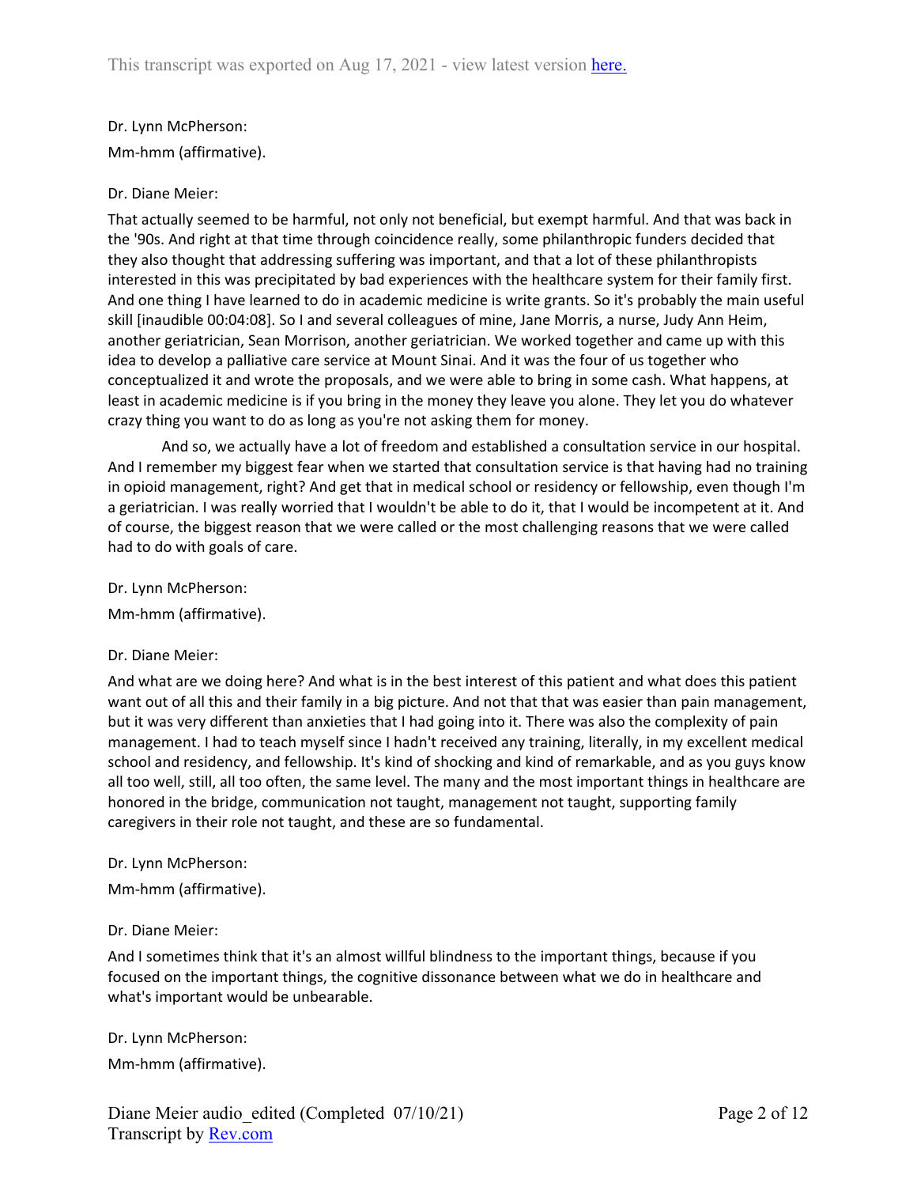Dr. Lynn McPherson:

Mm-hmm (affirmative).

Dr. Diane Meier:

That actually seemed to be harmful, not only not beneficial, but exempt harmful. And that was back in the '90s. And right at that time through coincidence really, some philanthropic funders decided that they also thought that addressing suffering was important, and that a lot of these philanthropists interested in this was precipitated by bad experiences with the healthcare system for their family first. And one thing I have learned to do in academic medicine is write grants. So it's probably the main useful skill [inaudible 00:04:08]. So I and several colleagues of mine, Jane Morris, a nurse, Judy Ann Heim, another geriatrician, Sean Morrison, another geriatrician. We worked together and came up with this idea to develop a palliative care service at Mount Sinai. And it was the four of us together who conceptualized it and wrote the proposals, and we were able to bring in some cash. What happens, at least in academic medicine is if you bring in the money they leave you alone. They let you do whatever crazy thing you want to do as long as you're not asking them for money.

And so, we actually have a lot of freedom and established a consultation service in our hospital. And I remember my biggest fear when we started that consultation service is that having had no training in opioid management, right? And get that in medical school or residency or fellowship, even though I'm a geriatrician. I was really worried that I wouldn't be able to do it, that I would be incompetent at it. And of course, the biggest reason that we were called or the most challenging reasons that we were called had to do with goals of care.

Dr. Lynn McPherson:

Mm-hmm (affirmative).

Dr. Diane Meier:

And what are we doing here? And what is in the best interest of this patient and what does this patient want out of all this and their family in a big picture. And not that that was easier than pain management, but it was very different than anxieties that I had going into it. There was also the complexity of pain management. I had to teach myself since I hadn't received any training, literally, in my excellent medical school and residency, and fellowship. It's kind of shocking and kind of remarkable, and as you guys know all too well, still, all too often, the same level. The many and the most important things in healthcare are honored in the bridge, communication not taught, management not taught, supporting family caregivers in their role not taught, and these are so fundamental.

Dr. Lynn McPherson:

Mm-hmm (affirmative).

Dr. Diane Meier:

And I sometimes think that it's an almost willful blindness to the important things, because if you focused on the important things, the cognitive dissonance between what we do in healthcare and what's important would be unbearable.

Dr. Lynn McPherson:

Mm-hmm (affirmative).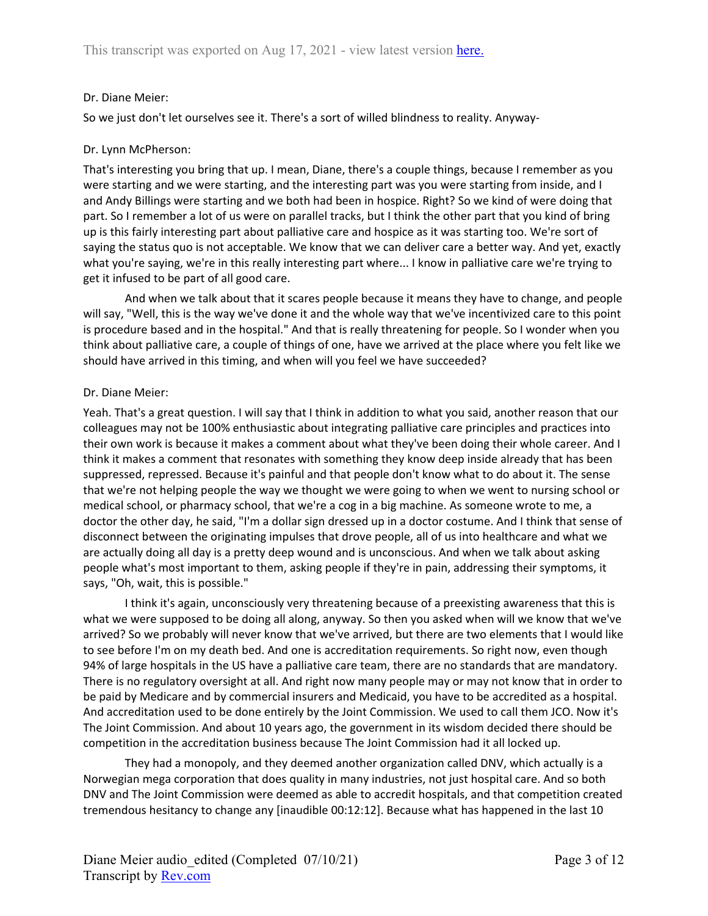Dr. Diane Meier:

So we just don't let ourselves see it. There's a sort of willed blindness to reality. Anyway-

Dr. Lynn McPherson:

That's interesting you bring that up. I mean, Diane, there's a couple things, because I remember as you were starting and we were starting, and the interesting part was you were starting from inside, and I and Andy Billings were starting and we both had been in hospice. Right? So we kind of were doing that part. So I remember a lot of us were on parallel tracks, but I think the other part that you kind of bring up is this fairly interesting part about palliative care and hospice as it was starting too. We're sort of saying the status quo is not acceptable. We know that we can deliver care a better way. And yet, exactly what you're saying, we're in this really interesting part where... I know in palliative care we're trying to get it infused to be part of all good care.

And when we talk about that it scares people because it means they have to change, and people will say, "Well, this is the way we've done it and the whole way that we've incentivized care to this point is procedure based and in the hospital." And that is really threatening for people. So I wonder when you think about palliative care, a couple of things of one, have we arrived at the place where you felt like we should have arrived in this timing, and when will you feel we have succeeded?

Dr. Diane Meier:

Yeah. That's a great question. I will say that I think in addition to what you said, another reason that our colleagues may not be 100% enthusiastic about integrating palliative care principles and practices into their own work is because it makes a comment about what they've been doing their whole career. And I think it makes a comment that resonates with something they know deep inside already that has been suppressed, repressed. Because it's painful and that people don't know what to do about it. The sense that we're not helping people the way we thought we were going to when we went to nursing school or medical school, or pharmacy school, that we're a cog in a big machine. As someone wrote to me, a doctor the other day, he said, "I'm a dollar sign dressed up in a doctor costume. And I think that sense of disconnect between the originating impulses that drove people, all of us into healthcare and what we are actually doing all day is a pretty deep wound and is unconscious. And when we talk about asking people what's most important to them, asking people if they're in pain, addressing their symptoms, it says, "Oh, wait, this is possible."

I think it's again, unconsciously very threatening because of a preexisting awareness that this is what we were supposed to be doing all along, anyway. So then you asked when will we know that we've arrived? So we probably will never know that we've arrived, but there are two elements that I would like to see before I'm on my death bed. And one is accreditation requirements. So right now, even though 94% of large hospitals in the US have a palliative care team, there are no standards that are mandatory. There is no regulatory oversight at all. And right now many people may or may not know that in order to be paid by Medicare and by commercial insurers and Medicaid, you have to be accredited as a hospital. And accreditation used to be done entirely by the Joint Commission. We used to call them JCO. Now it's The Joint Commission. And about 10 years ago, the government in its wisdom decided there should be competition in the accreditation business because The Joint Commission had it all locked up.

They had a monopoly, and they deemed another organization called DNV, which actually is a Norwegian mega corporation that does quality in many industries, not just hospital care. And so both DNV and The Joint Commission were deemed as able to accredit hospitals, and that competition created tremendous hesitancy to change any [inaudible 00:12:12]. Because what has happened in the last 10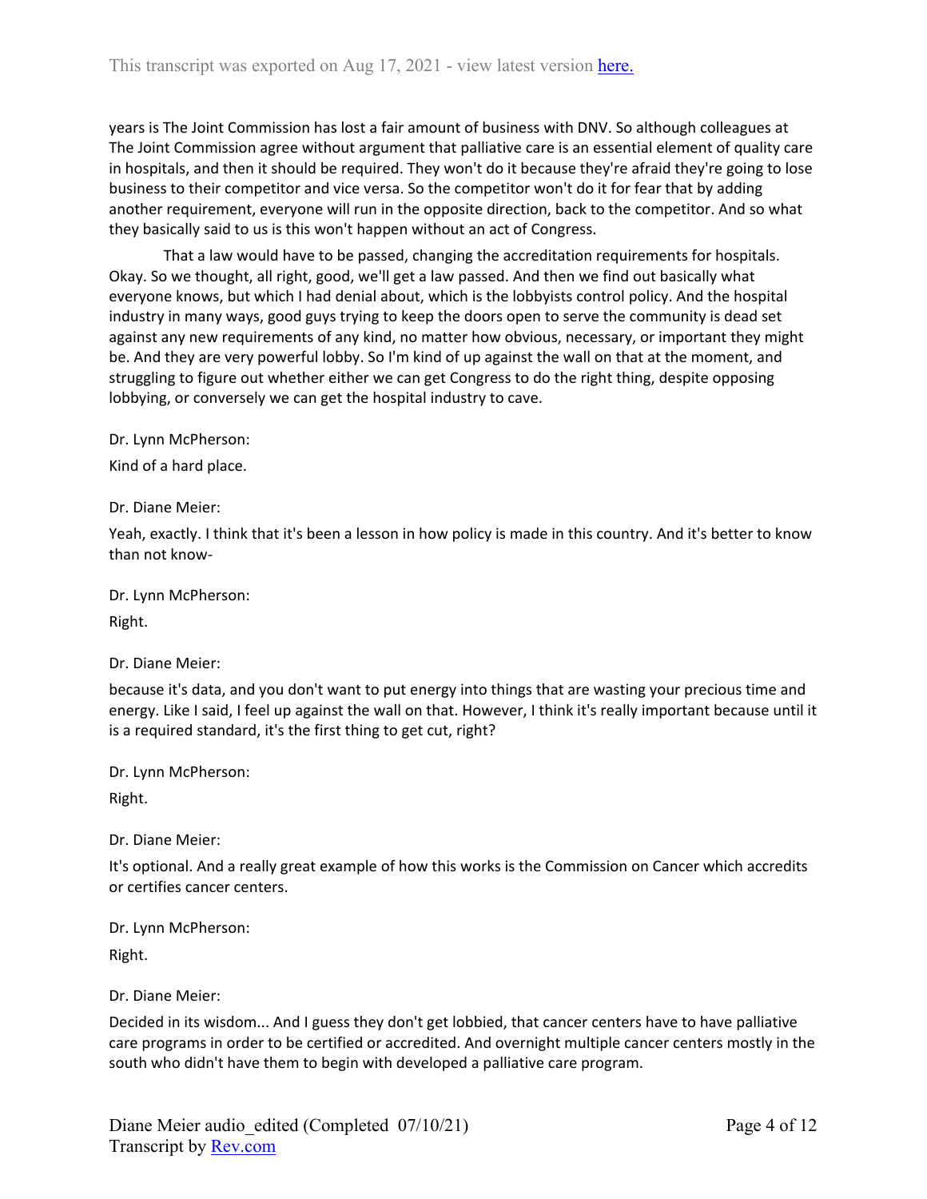years is The Joint Commission has lost a fair amount of business with DNV. So although colleagues at The Joint Commission agree without argument that palliative care is an essential element of quality care in hospitals, and then it should be required. They won't do it because they're afraid they're going to lose business to their competitor and vice versa. So the competitor won't do it for fear that by adding another requirement, everyone will run in the opposite direction, back to the competitor. And so what they basically said to us is this won't happen without an act of Congress.

That a law would have to be passed, changing the accreditation requirements for hospitals. Okay. So we thought, all right, good, we'll get a law passed. And then we find out basically what everyone knows, but which I had denial about, which is the lobbyists control policy. And the hospital industry in many ways, good guys trying to keep the doors open to serve the community is dead set against any new requirements of any kind, no matter how obvious, necessary, or important they might be. And they are very powerful lobby. So I'm kind of up against the wall on that at the moment, and struggling to figure out whether either we can get Congress to do the right thing, despite opposing lobbying, or conversely we can get the hospital industry to cave.

Dr. Lynn McPherson:

Kind of a hard place.

Dr. Diane Meier:

Yeah, exactly. I think that it's been a lesson in how policy is made in this country. And it's better to know than not know-

Dr. Lynn McPherson:

Right.

Dr. Diane Meier:

because it's data, and you don't want to put energy into things that are wasting your precious time and energy. Like I said, I feel up against the wall on that. However, I think it's really important because until it is a required standard, it's the first thing to get cut, right?

Dr. Lynn McPherson:

Right.

Dr. Diane Meier:

It's optional. And a really great example of how this works is the Commission on Cancer which accredits or certifies cancer centers.

Dr. Lynn McPherson:

Right.

Dr. Diane Meier:

Decided in its wisdom... And I guess they don't get lobbied, that cancer centers have to have palliative care programs in order to be certified or accredited. And overnight multiple cancer centers mostly in the south who didn't have them to begin with developed a palliative care program.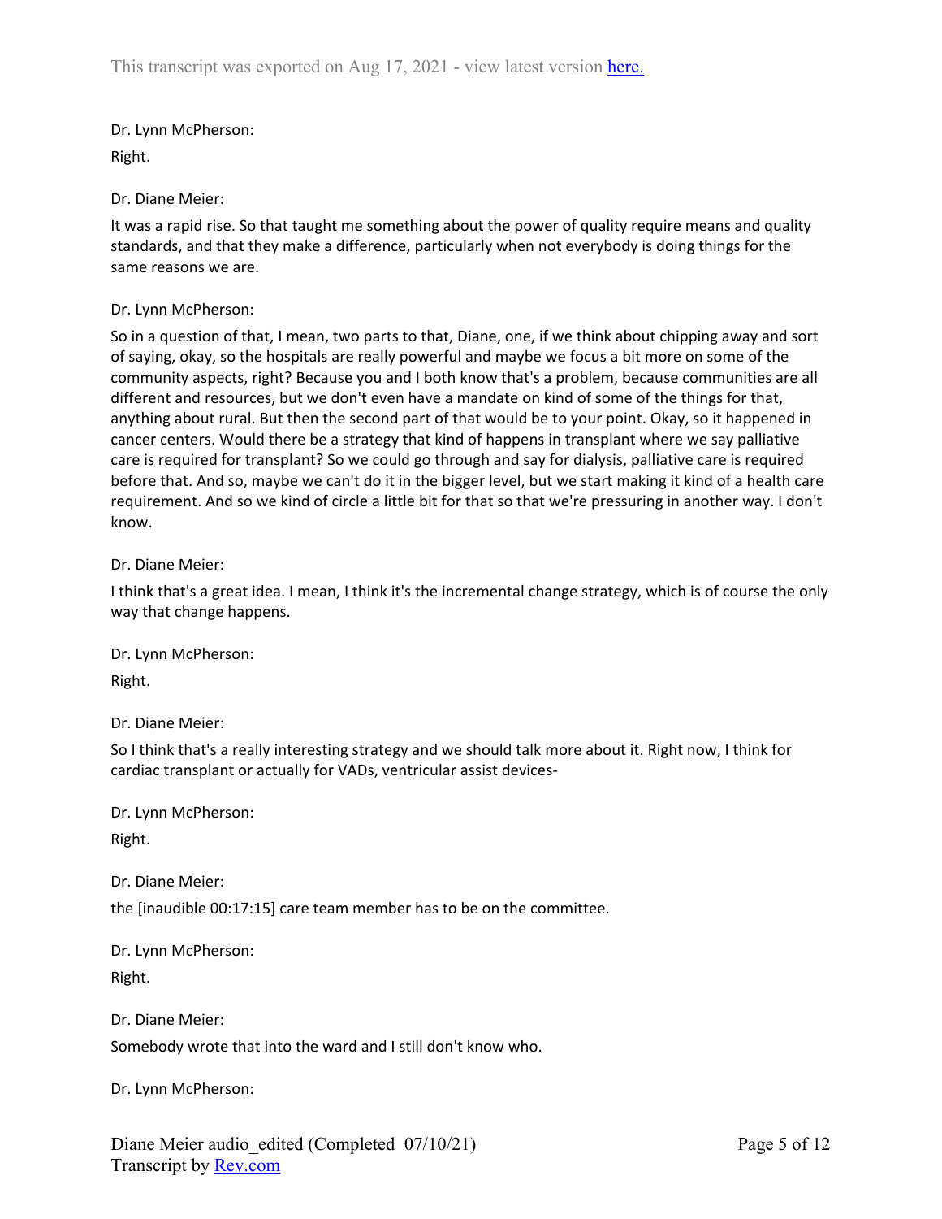Dr. Lynn McPherson:

Right.

Dr. Diane Meier:

It was a rapid rise. So that taught me something about the power of quality require means and quality standards, and that they make a difference, particularly when not everybody is doing things for the same reasons we are.

Dr. Lynn McPherson:

So in a question of that, I mean, two parts to that, Diane, one, if we think about chipping away and sort of saying, okay, so the hospitals are really powerful and maybe we focus a bit more on some of the community aspects, right? Because you and I both know that's a problem, because communities are all different and resources, but we don't even have a mandate on kind of some of the things for that, anything about rural. But then the second part of that would be to your point. Okay, so it happened in cancer centers. Would there be a strategy that kind of happens in transplant where we say palliative care is required for transplant? So we could go through and say for dialysis, palliative care is required before that. And so, maybe we can't do it in the bigger level, but we start making it kind of a health care requirement. And so we kind of circle a little bit for that so that we're pressuring in another way. I don't know.

Dr. Diane Meier:

I think that's a great idea. I mean, I think it's the incremental change strategy, which is of course the only way that change happens.

Dr. Lynn McPherson:

Right.

Dr. Diane Meier:

So I think that's a really interesting strategy and we should talk more about it. Right now, I think for cardiac transplant or actually for VADs, ventricular assist devices-

Dr. Lynn McPherson:

Right.

Dr. Diane Meier:

the [inaudible 00:17:15] care team member has to be on the committee.

Dr. Lynn McPherson:

Right.

Dr. Diane Meier:

Somebody wrote that into the ward and I still don't know who.

Dr. Lynn McPherson: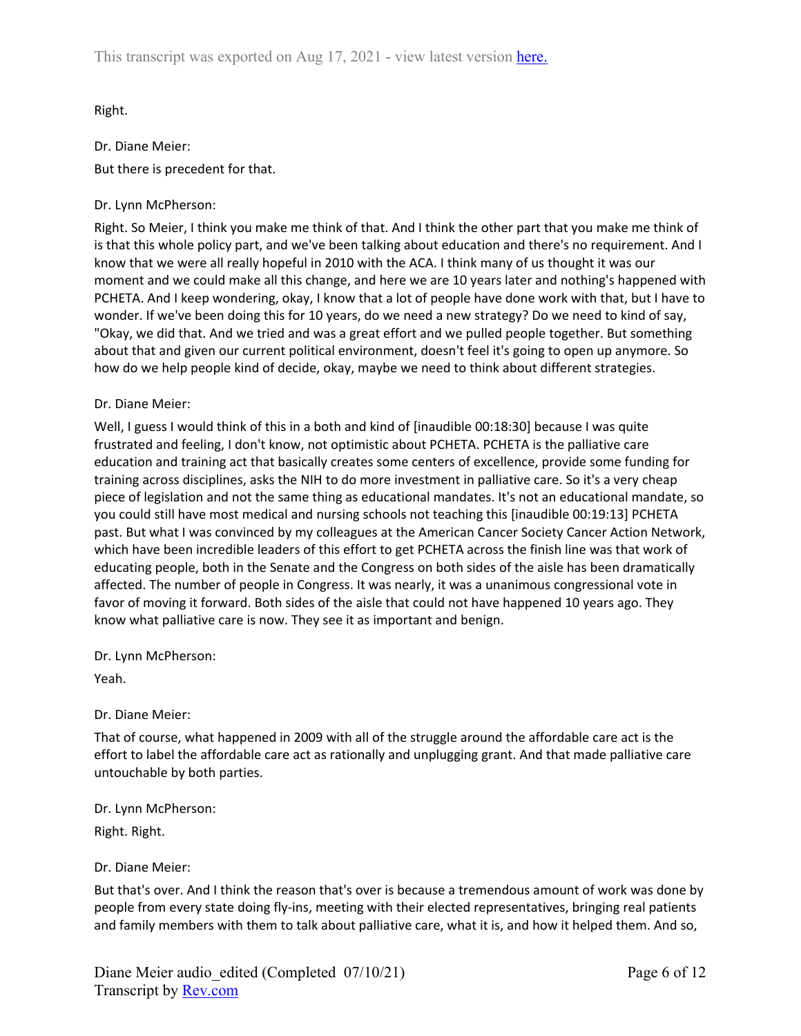Right.

Dr. Diane Meier:

But there is precedent for that.

Dr. Lynn McPherson:

Right. So Meier, I think you make me think of that. And I think the other part that you make me think of is that this whole policy part, and we've been talking about education and there's no requirement. And I know that we were all really hopeful in 2010 with the ACA. I think many of us thought it was our moment and we could make all this change, and here we are 10 years later and nothing's happened with PCHETA. And I keep wondering, okay, I know that a lot of people have done work with that, but I have to wonder. If we've been doing this for 10 years, do we need a new strategy? Do we need to kind of say, "Okay, we did that. And we tried and was a great effort and we pulled people together. But something about that and given our current political environment, doesn't feel it's going to open up anymore. So how do we help people kind of decide, okay, maybe we need to think about different strategies.

Dr. Diane Meier:

Well, I guess I would think of this in a both and kind of [inaudible 00:18:30] because I was quite frustrated and feeling, I don't know, not optimistic about PCHETA. PCHETA is the palliative care education and training act that basically creates some centers of excellence, provide some funding for training across disciplines, asks the NIH to do more investment in palliative care. So it's a very cheap piece of legislation and not the same thing as educational mandates. It's not an educational mandate, so you could still have most medical and nursing schools not teaching this [inaudible 00:19:13] PCHETA past. But what I was convinced by my colleagues at the American Cancer Society Cancer Action Network, which have been incredible leaders of this effort to get PCHETA across the finish line was that work of educating people, both in the Senate and the Congress on both sides of the aisle has been dramatically affected. The number of people in Congress. It was nearly, it was a unanimous congressional vote in favor of moving it forward. Both sides of the aisle that could not have happened 10 years ago. They know what palliative care is now. They see it as important and benign.

Dr. Lynn McPherson:

Yeah.

Dr. Diane Meier:

That of course, what happened in 2009 with all of the struggle around the affordable care act is the effort to label the affordable care act as rationally and unplugging grant. And that made palliative care untouchable by both parties.

Dr. Lynn McPherson:

Right. Right.

Dr. Diane Meier:

But that's over. And I think the reason that's over is because a tremendous amount of work was done by people from every state doing fly-ins, meeting with their elected representatives, bringing real patients and family members with them to talk about palliative care, what it is, and how it helped them. And so,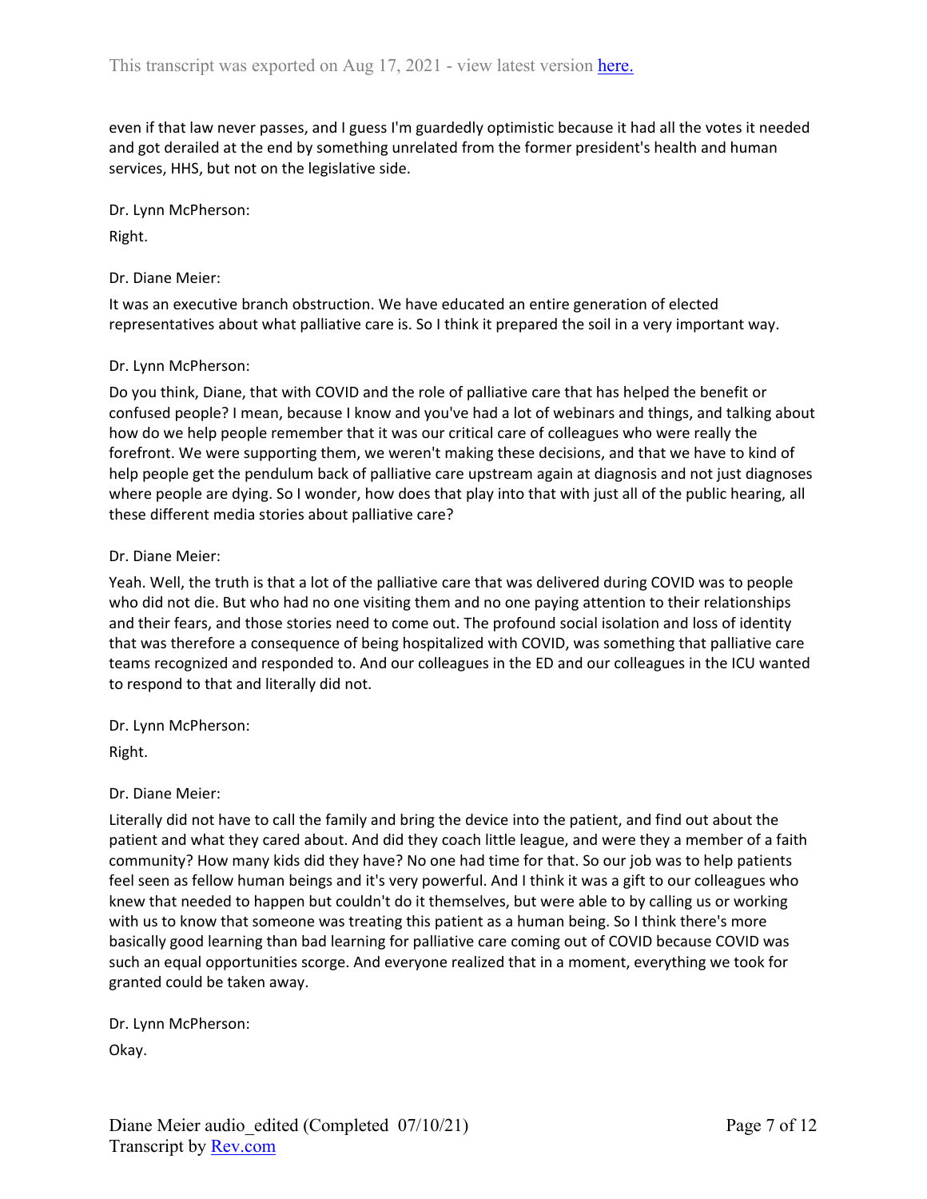even if that law never passes, and I guess I'm guardedly optimistic because it had all the votes it needed and got derailed at the end by something unrelated from the former president's health and human services, HHS, but not on the legislative side.

Dr. Lynn McPherson:

Right.

Dr. Diane Meier:

It was an executive branch obstruction. We have educated an entire generation of elected representatives about what palliative care is. So I think it prepared the soil in a very important way.

Dr. Lynn McPherson:

Do you think, Diane, that with COVID and the role of palliative care that has helped the benefit or confused people? I mean, because I know and you've had a lot of webinars and things, and talking about how do we help people remember that it was our critical care of colleagues who were really the forefront. We were supporting them, we weren't making these decisions, and that we have to kind of help people get the pendulum back of palliative care upstream again at diagnosis and not just diagnoses where people are dying. So I wonder, how does that play into that with just all of the public hearing, all these different media stories about palliative care?

Dr. Diane Meier:

Yeah. Well, the truth is that a lot of the palliative care that was delivered during COVID was to people who did not die. But who had no one visiting them and no one paying attention to their relationships and their fears, and those stories need to come out. The profound social isolation and loss of identity that was therefore a consequence of being hospitalized with COVID, was something that palliative care teams recognized and responded to. And our colleagues in the ED and our colleagues in the ICU wanted to respond to that and literally did not.

Dr. Lynn McPherson:

Right.

Dr. Diane Meier:

Literally did not have to call the family and bring the device into the patient, and find out about the patient and what they cared about. And did they coach little league, and were they a member of a faith community? How many kids did they have? No one had time for that. So our job was to help patients feel seen as fellow human beings and it's very powerful. And I think it was a gift to our colleagues who knew that needed to happen but couldn't do it themselves, but were able to by calling us or working with us to know that someone was treating this patient as a human being. So I think there's more basically good learning than bad learning for palliative care coming out of COVID because COVID was such an equal opportunities scorge. And everyone realized that in a moment, everything we took for granted could be taken away.

Dr. Lynn McPherson:

Okay.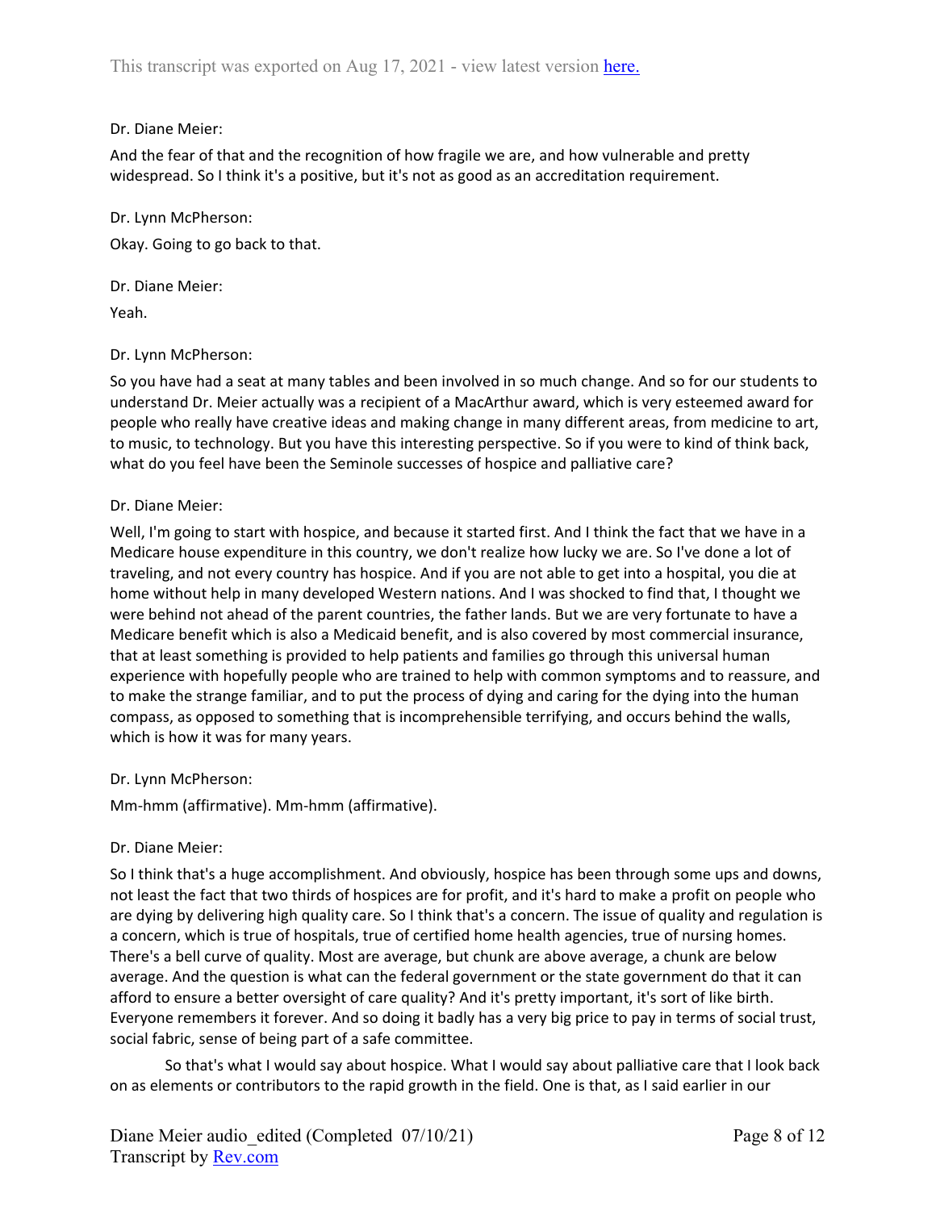Dr. Diane Meier:

And the fear of that and the recognition of how fragile we are, and how vulnerable and pretty widespread. So I think it's a positive, but it's not as good as an accreditation requirement.

Dr. Lynn McPherson:

Okay. Going to go back to that.

Dr. Diane Meier:

Yeah.

Dr. Lynn McPherson:

So you have had a seat at many tables and been involved in so much change. And so for our students to understand Dr. Meier actually was a recipient of a MacArthur award, which is very esteemed award for people who really have creative ideas and making change in many different areas, from medicine to art, to music, to technology. But you have this interesting perspective. So if you were to kind of think back, what do you feel have been the Seminole successes of hospice and palliative care?

Dr. Diane Meier:

Well, I'm going to start with hospice, and because it started first. And I think the fact that we have in a Medicare house expenditure in this country, we don't realize how lucky we are. So I've done a lot of traveling, and not every country has hospice. And if you are not able to get into a hospital, you die at home without help in many developed Western nations. And I was shocked to find that, I thought we were behind not ahead of the parent countries, the father lands. But we are very fortunate to have a Medicare benefit which is also a Medicaid benefit, and is also covered by most commercial insurance, that at least something is provided to help patients and families go through this universal human experience with hopefully people who are trained to help with common symptoms and to reassure, and to make the strange familiar, and to put the process of dying and caring for the dying into the human compass, as opposed to something that is incomprehensible terrifying, and occurs behind the walls, which is how it was for many years.

Dr. Lynn McPherson:

Mm-hmm (affirmative). Mm-hmm (affirmative).

Dr. Diane Meier:

So I think that's a huge accomplishment. And obviously, hospice has been through some ups and downs, not least the fact that two thirds of hospices are for profit, and it's hard to make a profit on people who are dying by delivering high quality care. So I think that's a concern. The issue of quality and regulation is a concern, which is true of hospitals, true of certified home health agencies, true of nursing homes. There's a bell curve of quality. Most are average, but chunk are above average, a chunk are below average. And the question is what can the federal government or the state government do that it can afford to ensure a better oversight of care quality? And it's pretty important, it's sort of like birth. Everyone remembers it forever. And so doing it badly has a very big price to pay in terms of social trust, social fabric, sense of being part of a safe committee.

So that's what I would say about hospice. What I would say about palliative care that I look back on as elements or contributors to the rapid growth in the field. One is that, as I said earlier in our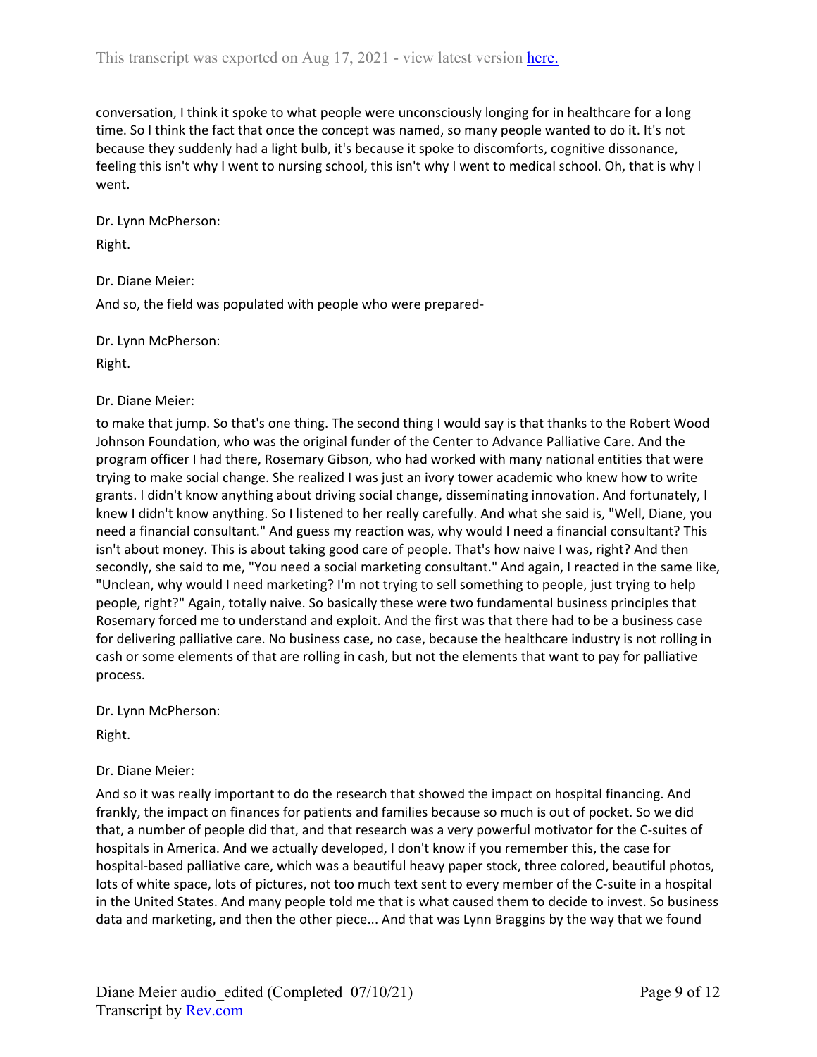conversation, I think it spoke to what people were unconsciously longing for in healthcare for a long time. So I think the fact that once the concept was named, so many people wanted to do it. It's not because they suddenly had a light bulb, it's because it spoke to discomforts, cognitive dissonance, feeling this isn't why I went to nursing school, this isn't why I went to medical school. Oh, that is why I went.

Dr. Lynn McPherson:

Right.

Dr. Diane Meier:

And so, the field was populated with people who were prepared-

Dr. Lynn McPherson:

Right.

Dr. Diane Meier:

to make that jump. So that's one thing. The second thing I would say is that thanks to the Robert Wood Johnson Foundation, who was the original funder of the Center to Advance Palliative Care. And the program officer I had there, Rosemary Gibson, who had worked with many national entities that were trying to make social change. She realized I was just an ivory tower academic who knew how to write grants. I didn't know anything about driving social change, disseminating innovation. And fortunately, I knew I didn't know anything. So I listened to her really carefully. And what she said is, "Well, Diane, you need a financial consultant." And guess my reaction was, why would I need a financial consultant? This isn't about money. This is about taking good care of people. That's how naive I was, right? And then secondly, she said to me, "You need a social marketing consultant." And again, I reacted in the same like, "Unclean, why would I need marketing? I'm not trying to sell something to people, just trying to help people, right?" Again, totally naive. So basically these were two fundamental business principles that Rosemary forced me to understand and exploit. And the first was that there had to be a business case for delivering palliative care. No business case, no case, because the healthcare industry is not rolling in cash or some elements of that are rolling in cash, but not the elements that want to pay for palliative process.

Dr. Lynn McPherson:

Right.

Dr. Diane Meier:

And so it was really important to do the research that showed the impact on hospital financing. And frankly, the impact on finances for patients and families because so much is out of pocket. So we did that, a number of people did that, and that research was a very powerful motivator for the C-suites of hospitals in America. And we actually developed, I don't know if you remember this, the case for hospital-based palliative care, which was a beautiful heavy paper stock, three colored, beautiful photos, lots of white space, lots of pictures, not too much text sent to every member of the C-suite in a hospital in the United States. And many people told me that is what caused them to decide to invest. So business data and marketing, and then the other piece... And that was Lynn Braggins by the way that we found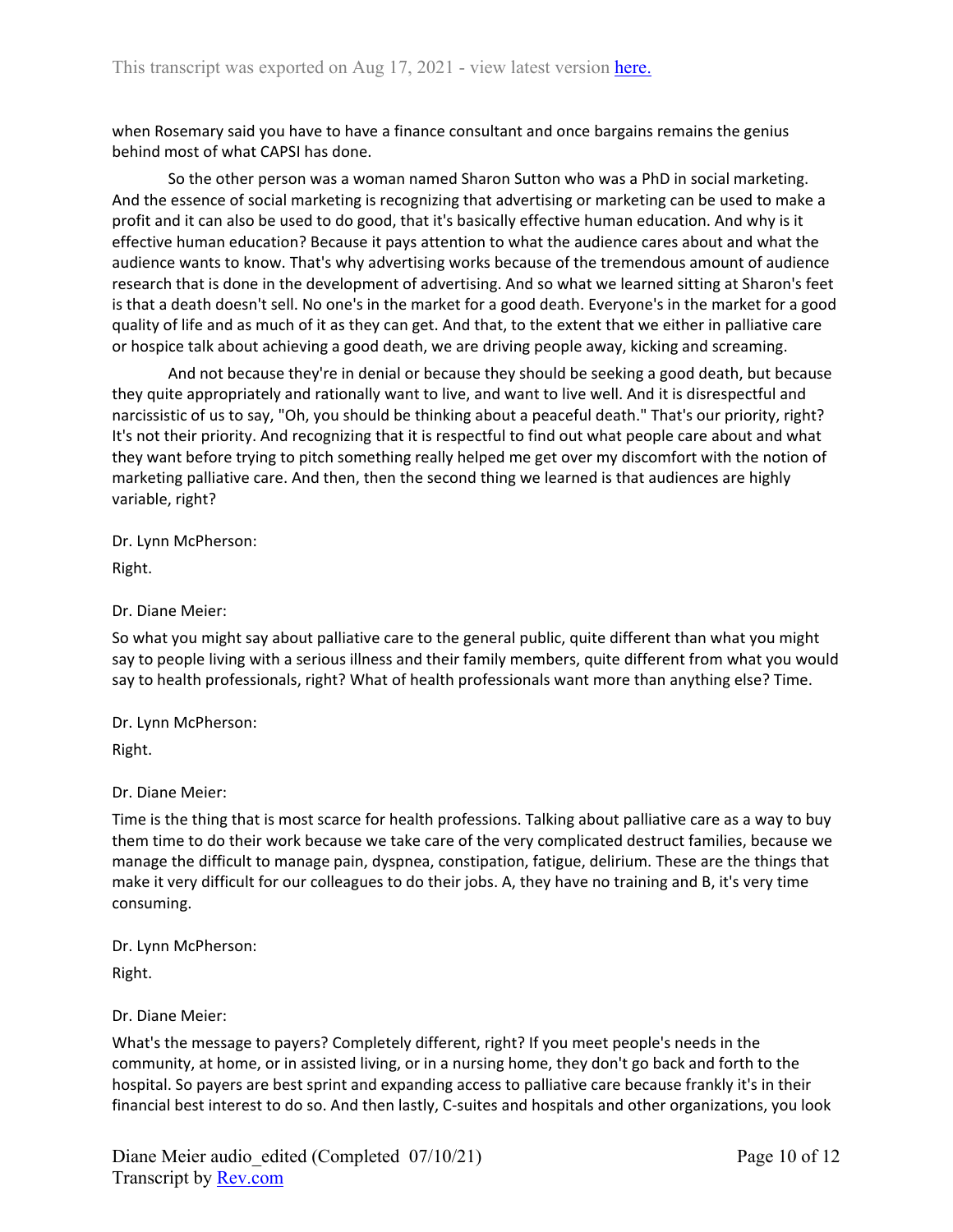when Rosemary said you have to have a finance consultant and once bargains remains the genius behind most of what CAPSI has done.

So the other person was a woman named Sharon Sutton who was a PhD in social marketing. And the essence of social marketing is recognizing that advertising or marketing can be used to make a profit and it can also be used to do good, that it's basically effective human education. And why is it effective human education? Because it pays attention to what the audience cares about and what the audience wants to know. That's why advertising works because of the tremendous amount of audience research that is done in the development of advertising. And so what we learned sitting at Sharon's feet is that a death doesn't sell. No one's in the market for a good death. Everyone's in the market for a good quality of life and as much of it as they can get. And that, to the extent that we either in palliative care or hospice talk about achieving a good death, we are driving people away, kicking and screaming.

And not because they're in denial or because they should be seeking a good death, but because they quite appropriately and rationally want to live, and want to live well. And it is disrespectful and narcissistic of us to say, "Oh, you should be thinking about a peaceful death." That's our priority, right? It's not their priority. And recognizing that it is respectful to find out what people care about and what they want before trying to pitch something really helped me get over my discomfort with the notion of marketing palliative care. And then, then the second thing we learned is that audiences are highly variable, right?

Dr. Lynn McPherson:

Right.

Dr. Diane Meier:

So what you might say about palliative care to the general public, quite different than what you might say to people living with a serious illness and their family members, quite different from what you would say to health professionals, right? What of health professionals want more than anything else? Time.

Dr. Lynn McPherson:

Right.

Dr. Diane Meier:

Time is the thing that is most scarce for health professions. Talking about palliative care as a way to buy them time to do their work because we take care of the very complicated destruct families, because we manage the difficult to manage pain, dyspnea, constipation, fatigue, delirium. These are the things that make it very difficult for our colleagues to do their jobs. A, they have no training and B, it's very time consuming.

Dr. Lynn McPherson:

Right.

Dr. Diane Meier:

What's the message to payers? Completely different, right? If you meet people's needs in the community, at home, or in assisted living, or in a nursing home, they don't go back and forth to the hospital. So payers are best sprint and expanding access to palliative care because frankly it's in their financial best interest to do so. And then lastly, C-suites and hospitals and other organizations, you look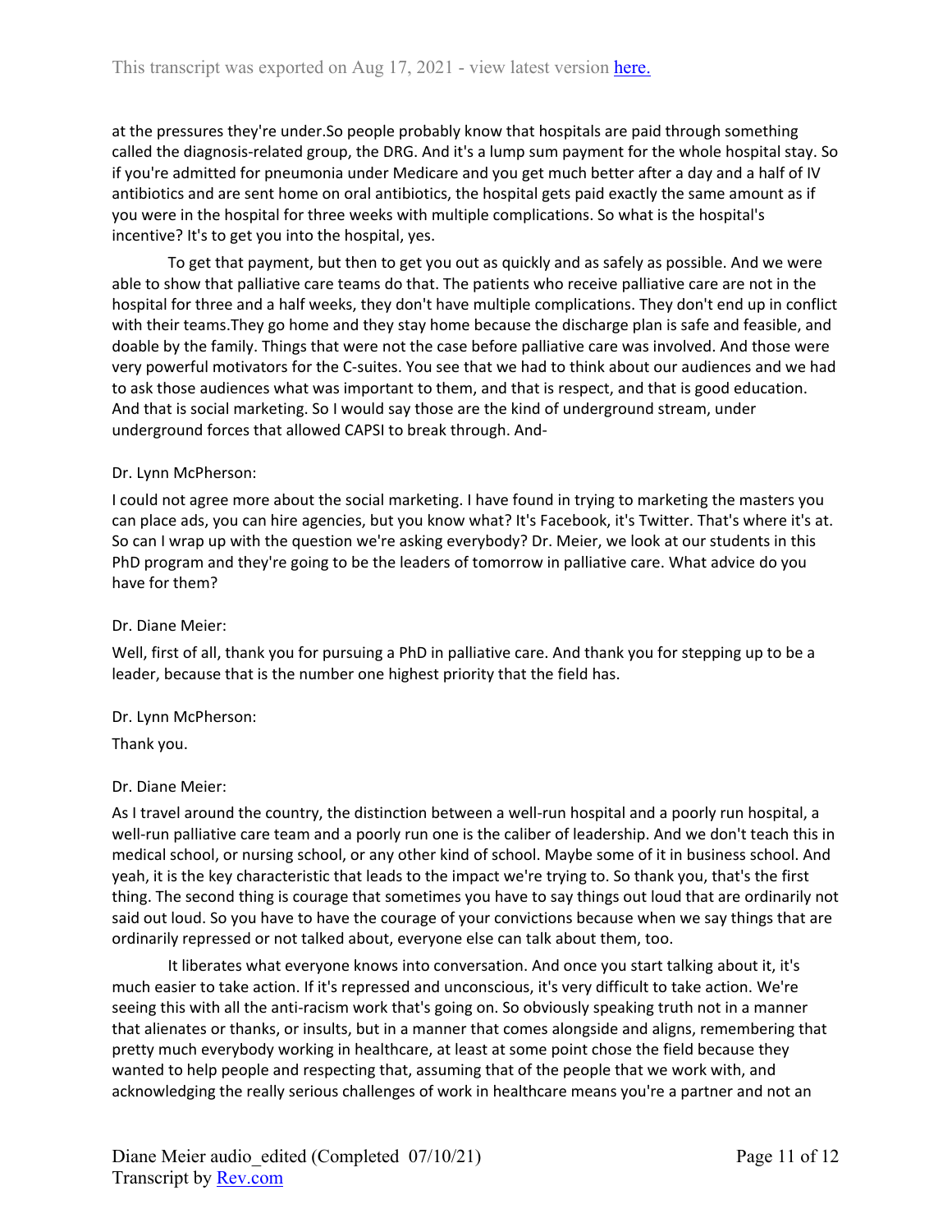at the pressures they're under.So people probably know that hospitals are paid through something called the diagnosis-related group, the DRG. And it's a lump sum payment for the whole hospital stay. So if you're admitted for pneumonia under Medicare and you get much better after a day and a half of IV antibiotics and are sent home on oral antibiotics, the hospital gets paid exactly the same amount as if you were in the hospital for three weeks with multiple complications. So what is the hospital's incentive? It's to get you into the hospital, yes.

To get that payment, but then to get you out as quickly and as safely as possible. And we were able to show that palliative care teams do that. The patients who receive palliative care are not in the hospital for three and a half weeks, they don't have multiple complications. They don't end up in conflict with their teams.They go home and they stay home because the discharge plan is safe and feasible, and doable by the family. Things that were not the case before palliative care was involved. And those were very powerful motivators for the C-suites. You see that we had to think about our audiences and we had to ask those audiences what was important to them, and that is respect, and that is good education. And that is social marketing. So I would say those are the kind of underground stream, under underground forces that allowed CAPSI to break through. And-

Dr. Lynn McPherson:

I could not agree more about the social marketing. I have found in trying to marketing the masters you can place ads, you can hire agencies, but you know what? It's Facebook, it's Twitter. That's where it's at. So can I wrap up with the question we're asking everybody? Dr. Meier, we look at our students in this PhD program and they're going to be the leaders of tomorrow in palliative care. What advice do you have for them?

Dr. Diane Meier:

Well, first of all, thank you for pursuing a PhD in palliative care. And thank you for stepping up to be a leader, because that is the number one highest priority that the field has.

Dr. Lynn McPherson:

Thank you.

Dr. Diane Meier:

As I travel around the country, the distinction between a well-run hospital and a poorly run hospital, a well-run palliative care team and a poorly run one is the caliber of leadership. And we don't teach this in medical school, or nursing school, or any other kind of school. Maybe some of it in business school. And yeah, it is the key characteristic that leads to the impact we're trying to. So thank you, that's the first thing. The second thing is courage that sometimes you have to say things out loud that are ordinarily not said out loud. So you have to have the courage of your convictions because when we say things that are ordinarily repressed or not talked about, everyone else can talk about them, too.

It liberates what everyone knows into conversation. And once you start talking about it, it's much easier to take action. If it's repressed and unconscious, it's very difficult to take action. We're seeing this with all the anti-racism work that's going on. So obviously speaking truth not in a manner that alienates or thanks, or insults, but in a manner that comes alongside and aligns, remembering that pretty much everybody working in healthcare, at least at some point chose the field because they wanted to help people and respecting that, assuming that of the people that we work with, and acknowledging the really serious challenges of work in healthcare means you're a partner and not an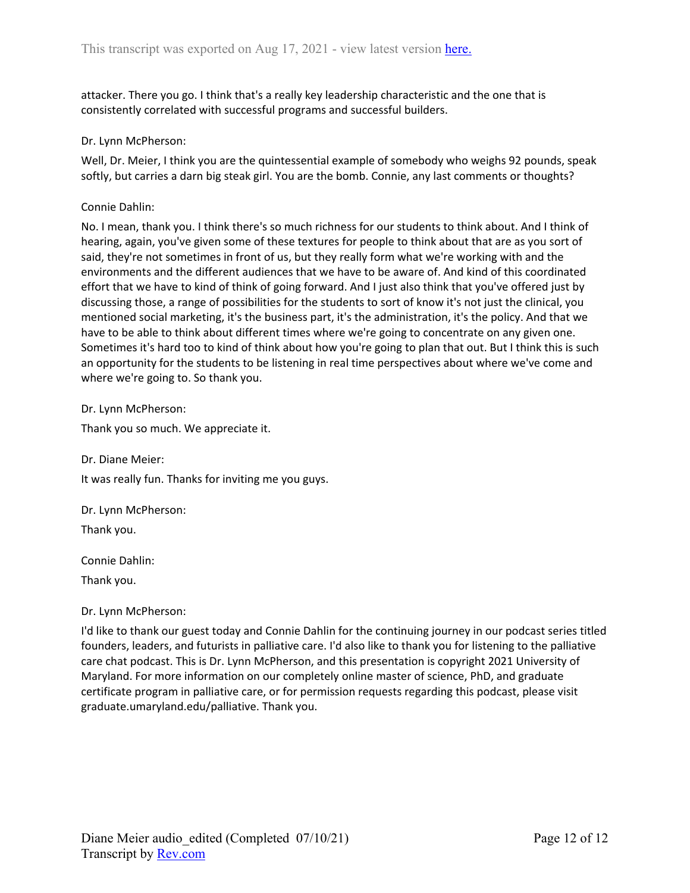attacker. There you go. I think that's a really key leadership characteristic and the one that is consistently correlated with successful programs and successful builders.

Dr. Lynn McPherson:

Well, Dr. Meier, I think you are the quintessential example of somebody who weighs 92 pounds, speak softly, but carries a darn big steak girl. You are the bomb. Connie, any last comments or thoughts?

Connie Dahlin:

No. I mean, thank you. I think there's so much richness for our students to think about. And I think of hearing, again, you've given some of these textures for people to think about that are as you sort of said, they're not sometimes in front of us, but they really form what we're working with and the environments and the different audiences that we have to be aware of. And kind of this coordinated effort that we have to kind of think of going forward. And I just also think that you've offered just by discussing those, a range of possibilities for the students to sort of know it's not just the clinical, you mentioned social marketing, it's the business part, it's the administration, it's the policy. And that we have to be able to think about different times where we're going to concentrate on any given one. Sometimes it's hard too to kind of think about how you're going to plan that out. But I think this is such an opportunity for the students to be listening in real time perspectives about where we've come and where we're going to. So thank you.

Dr. Lynn McPherson:

Thank you so much. We appreciate it.

Dr. Diane Meier:

It was really fun. Thanks for inviting me you guys.

Dr. Lynn McPherson:

Thank you.

Connie Dahlin:

Thank you.

Dr. Lynn McPherson:

I'd like to thank our guest today and Connie Dahlin for the continuing journey in our podcast series titled founders, leaders, and futurists in palliative care. I'd also like to thank you for listening to the palliative care chat podcast. This is Dr. Lynn McPherson, and this presentation is copyright 2021 University of Maryland. For more information on our completely online master of science, PhD, and graduate certificate program in palliative care, or for permission requests regarding this podcast, please visit graduate.umaryland.edu/palliative. Thank you.